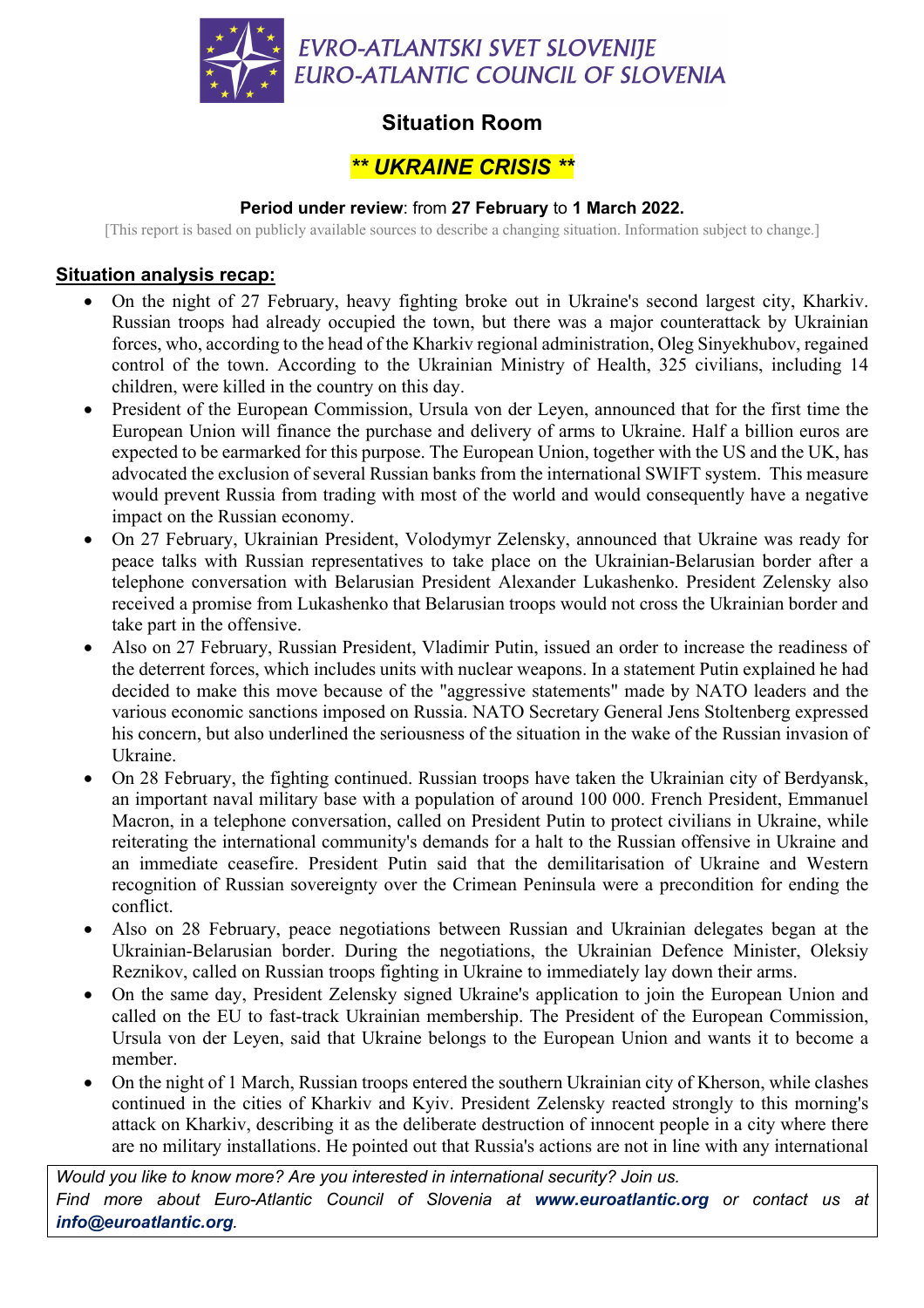EVRO-ATLANTSKI SVET SLOVENIJE
EURO-ATLANTIC COUNCIL OF SLOVENIA

# Situation Room

## *\*\* UKRAINE CRISIS \*\**

**Period under review**: from **27 February** to **1 March 2022.**

[This report is based on publicly available sources to describe a changing situation. Information subject to change.]

### Situation analysis recap:

- On the night of 27 February, heavy fighting broke out in Ukraine's second largest city, Kharkiv. Russian troops had already occupied the town, but there was a major counterattack by Ukrainian forces, who, according to the head of the Kharkiv regional administration, Oleg Sinyekhubov, regained control of the town. According to the Ukrainian Ministry of Health, 325 civilians, including 14 children, were killed in the country on this day.
- President of the European Commission, Ursula von der Leyen, announced that for the first time the European Union will finance the purchase and delivery of arms to Ukraine. Half a billion euros are expected to be earmarked for this purpose. The European Union, together with the US and the UK, has advocated the exclusion of several Russian banks from the international SWIFT system. This measure would prevent Russia from trading with most of the world and would consequently have a negative impact on the Russian economy.
- On 27 February, Ukrainian President, Volodymyr Zelensky, announced that Ukraine was ready for peace talks with Russian representatives to take place on the Ukrainian-Belarusian border after a telephone conversation with Belarusian President Alexander Lukashenko. President Zelensky also received a promise from Lukashenko that Belarusian troops would not cross the Ukrainian border and take part in the offensive.
- Also on 27 February, Russian President, Vladimir Putin, issued an order to increase the readiness of the deterrent forces, which includes units with nuclear weapons. In a statement Putin explained he had decided to make this move because of the "aggressive statements" made by NATO leaders and the various economic sanctions imposed on Russia. NATO Secretary General Jens Stoltenberg expressed his concern, but also underlined the seriousness of the situation in the wake of the Russian invasion of Ukraine.
- On 28 February, the fighting continued. Russian troops have taken the Ukrainian city of Berdyansk, an important naval military base with a population of around 100 000. French President, Emmanuel Macron, in a telephone conversation, called on President Putin to protect civilians in Ukraine, while reiterating the international community's demands for a halt to the Russian offensive in Ukraine and an immediate ceasefire. President Putin said that the demilitarisation of Ukraine and Western recognition of Russian sovereignty over the Crimean Peninsula were a precondition for ending the conflict.
- Also on 28 February, peace negotiations between Russian and Ukrainian delegates began at the Ukrainian-Belarusian border. During the negotiations, the Ukrainian Defence Minister, Oleksiy Reznikov, called on Russian troops fighting in Ukraine to immediately lay down their arms.
- On the same day, President Zelensky signed Ukraine's application to join the European Union and called on the EU to fast-track Ukrainian membership. The President of the European Commission, Ursula von der Leyen, said that Ukraine belongs to the European Union and wants it to become a member.
- On the night of 1 March, Russian troops entered the southern Ukrainian city of Kherson, while clashes continued in the cities of Kharkiv and Kyiv. President Zelensky reacted strongly to this morning's attack on Kharkiv, describing it as the deliberate destruction of innocent people in a city where there are no military installations. He pointed out that Russia's actions are not in line with any international

*Would you like to know more? Are you interested in international security? Join us.*
*Find more about Euro-Atlantic Council of Slovenia at* ***www.euroatlantic.org*** *or contact us at* ***info@euroatlantic.org****.*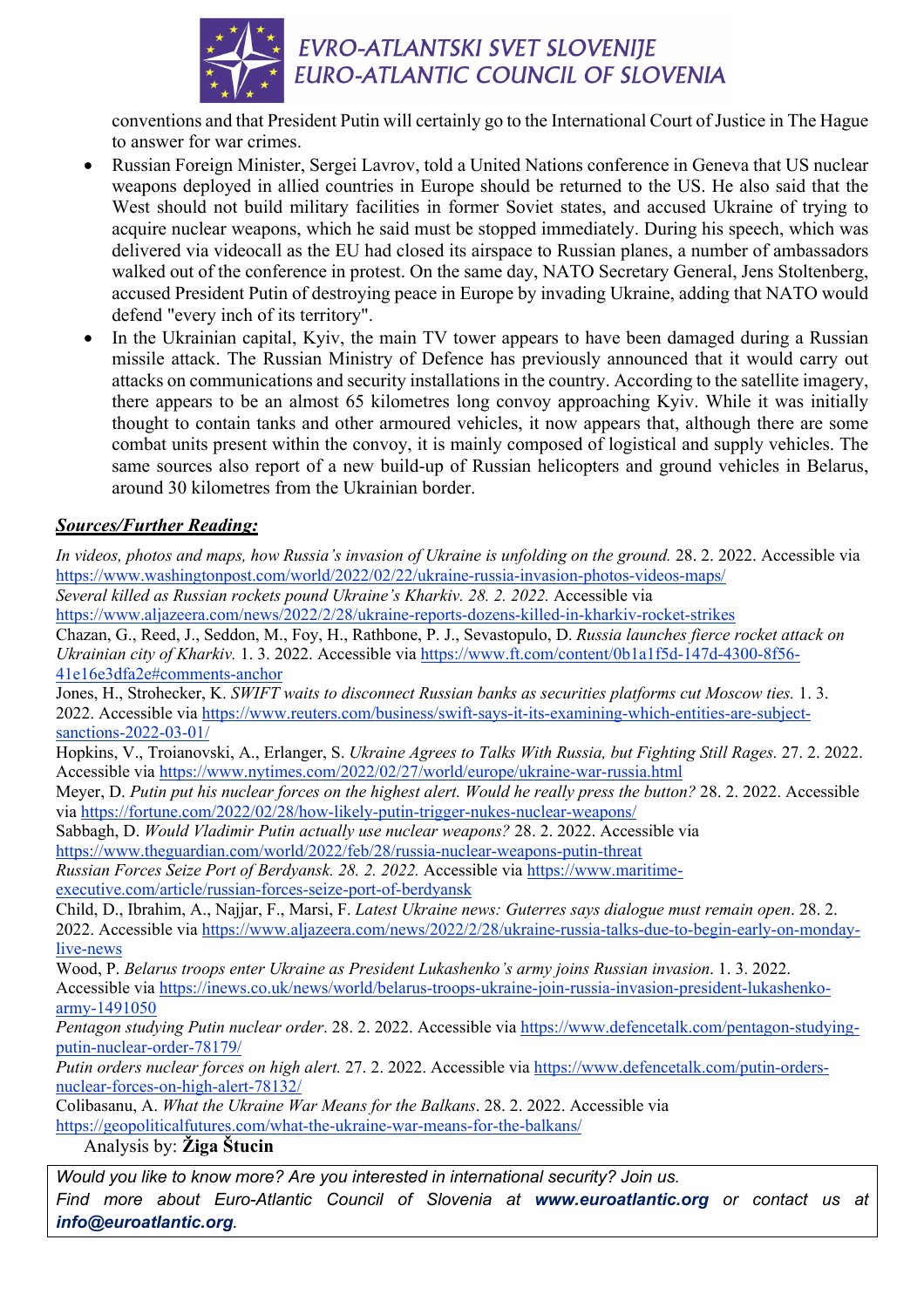conventions and that President Putin will certainly go to the International Court of Justice in The Hague to answer for war crimes.

- Russian Foreign Minister, Sergei Lavrov, told a United Nations conference in Geneva that US nuclear weapons deployed in allied countries in Europe should be returned to the US. He also said that the West should not build military facilities in former Soviet states, and accused Ukraine of trying to acquire nuclear weapons, which he said must be stopped immediately. During his speech, which was delivered via videocall as the EU had closed its airspace to Russian planes, a number of ambassadors walked out of the conference in protest. On the same day, NATO Secretary General, Jens Stoltenberg, accused President Putin of destroying peace in Europe by invading Ukraine, adding that NATO would defend "every inch of its territory".
- In the Ukrainian capital, Kyiv, the main TV tower appears to have been damaged during a Russian missile attack. The Russian Ministry of Defence has previously announced that it would carry out attacks on communications and security installations in the country. According to the satellite imagery, there appears to be an almost 65 kilometres long convoy approaching Kyiv. While it was initially thought to contain tanks and other armoured vehicles, it now appears that, although there are some combat units present within the convoy, it is mainly composed of logistical and supply vehicles. The same sources also report of a new build-up of Russian helicopters and ground vehicles in Belarus, around 30 kilometres from the Ukrainian border.

***Sources/Further Reading:***

*In videos, photos and maps, how Russia's invasion of Ukraine is unfolding on the ground.* 28. 2. 2022. Accessible via https://www.washingtonpost.com/world/2022/02/22/ukraine-russia-invasion-photos-videos-maps/

*Several killed as Russian rockets pound Ukraine's Kharkiv. 28. 2. 2022.* Accessible via https://www.aljazeera.com/news/2022/2/28/ukraine-reports-dozens-killed-in-kharkiv-rocket-strikes

Chazan, G., Reed, J., Seddon, M., Foy, H., Rathbone, P. J., Sevastopulo, D. *Russia launches fierce rocket attack on Ukrainian city of Kharkiv.* 1. 3. 2022. Accessible via https://www.ft.com/content/0b1a1f5d-147d-4300-8f56-41e16e3dfa2e#comments-anchor

Jones, H., Strohecker, K. *SWIFT waits to disconnect Russian banks as securities platforms cut Moscow ties.* 1. 3. 2022. Accessible via https://www.reuters.com/business/swift-says-it-its-examining-which-entities-are-subject-sanctions-2022-03-01/

Hopkins, V., Troianovski, A., Erlanger, S. *Ukraine Agrees to Talks With Russia, but Fighting Still Rages.* 27. 2. 2022. Accessible via https://www.nytimes.com/2022/02/27/world/europe/ukraine-war-russia.html

Meyer, D. *Putin put his nuclear forces on the highest alert. Would he really press the button?* 28. 2. 2022. Accessible via https://fortune.com/2022/02/28/how-likely-putin-trigger-nukes-nuclear-weapons/

Sabbagh, D. *Would Vladimir Putin actually use nuclear weapons?* 28. 2. 2022. Accessible via https://www.theguardian.com/world/2022/feb/28/russia-nuclear-weapons-putin-threat

*Russian Forces Seize Port of Berdyansk. 28. 2. 2022.* Accessible via https://www.maritime-executive.com/article/russian-forces-seize-port-of-berdyansk

Child, D., Ibrahim, A., Najjar, F., Marsi, F. *Latest Ukraine news: Guterres says dialogue must remain open*. 28. 2. 2022. Accessible via https://www.aljazeera.com/news/2022/2/28/ukraine-russia-talks-due-to-begin-early-on-monday-live-news

Wood, P. *Belarus troops enter Ukraine as President Lukashenko's army joins Russian invasion*. 1. 3. 2022. Accessible via https://inews.co.uk/news/world/belarus-troops-ukraine-join-russia-invasion-president-lukashenko-army-1491050

*Pentagon studying Putin nuclear order*. 28. 2. 2022. Accessible via https://www.defencetalk.com/pentagon-studying-putin-nuclear-order-78179/

*Putin orders nuclear forces on high alert.* 27. 2. 2022. Accessible via https://www.defencetalk.com/putin-orders-nuclear-forces-on-high-alert-78132/

Colibasanu, A. *What the Ukraine War Means for the Balkans*. 28. 2. 2022. Accessible via https://geopoliticalfutures.com/what-the-ukraine-war-means-for-the-balkans/

Analysis by: **Žiga Štucin**

*Would you like to know more? Are you interested in international security? Join us. Find more about Euro-Atlantic Council of Slovenia at **www.euroatlantic.org** or contact us at **info@euroatlantic.org**.*